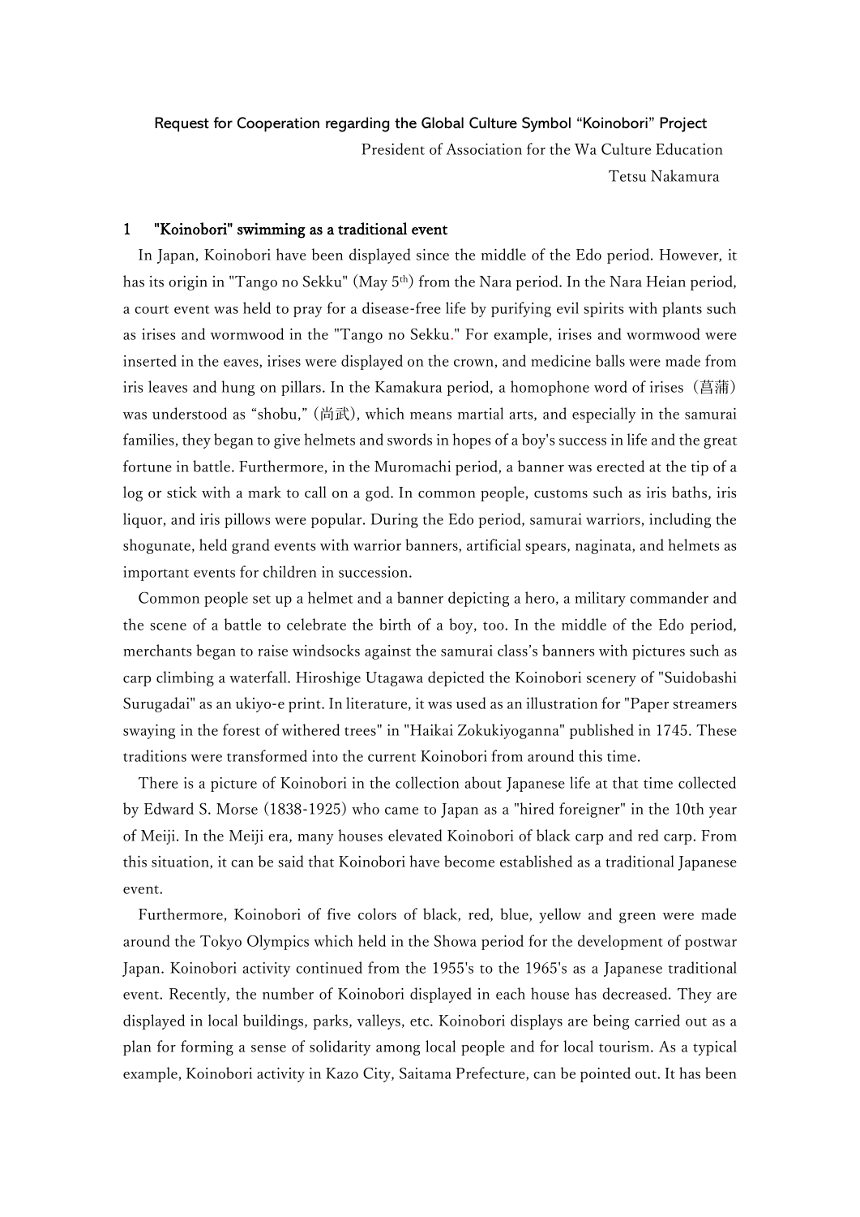Request for Cooperation regarding the Global Culture Symbol "Koinobori" Project

President of Association for the Wa Culture Education

Tetsu Nakamura

## 1 "Koinobori" swimming as a traditional event

In Japan, Koinobori have been displayed since the middle of the Edo period. However, it has its origin in "Tango no Sekku" (May 5th) from the Nara period. In the Nara Heian period, a court event was held to pray for a disease-free life by purifying evil spirits with plants such as irises and wormwood in the "Tango no Sekku." For example, irises and wormwood were inserted in the eaves, irises were displayed on the crown, and medicine balls were made from iris leaves and hung on pillars. In the Kamakura period, a homophone word of irises（菖蒲）was understood as "shobu," (尚武), which means martial arts, and especially in the samurai families, they began to give helmets and swords in hopes of a boy's success in life and the great fortune in battle. Furthermore, in the Muromachi period, a banner was erected at the tip of a log or stick with a mark to call on a god. In common people, customs such as iris baths, iris liquor, and iris pillows were popular. During the Edo period, samurai warriors, including the shogunate, held grand events with warrior banners, artificial spears, naginata, and helmets as important events for children in succession.

Common people set up a helmet and a banner depicting a hero, a military commander and the scene of a battle to celebrate the birth of a boy, too. In the middle of the Edo period, merchants began to raise windsocks against the samurai class's banners with pictures such as carp climbing a waterfall. Hiroshige Utagawa depicted the Koinobori scenery of "Suidobashi Surugadai" as an ukiyo-e print. In literature, it was used as an illustration for "Paper streamers swaying in the forest of withered trees" in "Haikai Zokukiyoganna" published in 1745. These traditions were transformed into the current Koinobori from around this time.

There is a picture of Koinobori in the collection about Japanese life at that time collected by Edward S. Morse (1838-1925) who came to Japan as a "hired foreigner" in the 10th year of Meiji. In the Meiji era, many houses elevated Koinobori of black carp and red carp. From this situation, it can be said that Koinobori have become established as a traditional Japanese event.

Furthermore, Koinobori of five colors of black, red, blue, yellow and green were made around the Tokyo Olympics which held in the Showa period for the development of postwar Japan. Koinobori activity continued from the 1955's to the 1965's as a Japanese traditional event. Recently, the number of Koinobori displayed in each house has decreased. They are displayed in local buildings, parks, valleys, etc. Koinobori displays are being carried out as a plan for forming a sense of solidarity among local people and for local tourism. As a typical example, Koinobori activity in Kazo City, Saitama Prefecture, can be pointed out. It has been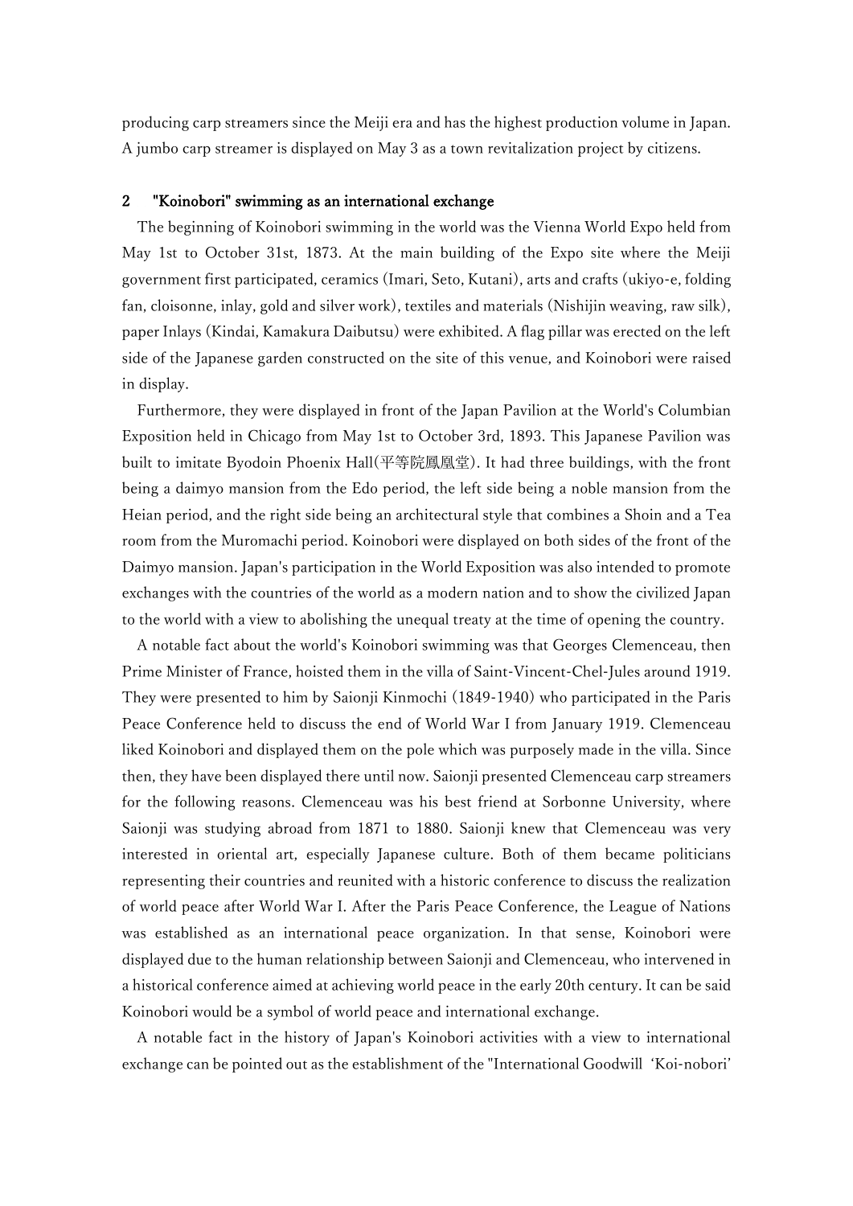producing carp streamers since the Meiji era and has the highest production volume in Japan. A jumbo carp streamer is displayed on May 3 as a town revitalization project by citizens.

## 2 "Koinobori" swimming as an international exchange

The beginning of Koinobori swimming in the world was the Vienna World Expo held from May 1st to October 31st, 1873. At the main building of the Expo site where the Meiji government first participated, ceramics (Imari, Seto, Kutani), arts and crafts (ukiyo-e, folding fan, cloisonne, inlay, gold and silver work), textiles and materials (Nishijin weaving, raw silk), paper Inlays (Kindai, Kamakura Daibutsu) were exhibited. A flag pillar was erected on the left side of the Japanese garden constructed on the site of this venue, and Koinobori were raised in display.

Furthermore, they were displayed in front of the Japan Pavilion at the World's Columbian Exposition held in Chicago from May 1st to October 3rd, 1893. This Japanese Pavilion was built to imitate Byodoin Phoenix Hall(平等院鳳凰堂). It had three buildings, with the front being a daimyo mansion from the Edo period, the left side being a noble mansion from the Heian period, and the right side being an architectural style that combines a Shoin and a Tea room from the Muromachi period. Koinobori were displayed on both sides of the front of the Daimyo mansion. Japan's participation in the World Exposition was also intended to promote exchanges with the countries of the world as a modern nation and to show the civilized Japan to the world with a view to abolishing the unequal treaty at the time of opening the country.

A notable fact about the world's Koinobori swimming was that Georges Clemenceau, then Prime Minister of France, hoisted them in the villa of Saint-Vincent-Chel-Jules around 1919. They were presented to him by Saionji Kinmochi (1849-1940) who participated in the Paris Peace Conference held to discuss the end of World War I from January 1919. Clemenceau liked Koinobori and displayed them on the pole which was purposely made in the villa. Since then, they have been displayed there until now. Saionji presented Clemenceau carp streamers for the following reasons. Clemenceau was his best friend at Sorbonne University, where Saionji was studying abroad from 1871 to 1880. Saionji knew that Clemenceau was very interested in oriental art, especially Japanese culture. Both of them became politicians representing their countries and reunited with a historic conference to discuss the realization of world peace after World War I. After the Paris Peace Conference, the League of Nations was established as an international peace organization. In that sense, Koinobori were displayed due to the human relationship between Saionji and Clemenceau, who intervened in a historical conference aimed at achieving world peace in the early 20th century. It can be said Koinobori would be a symbol of world peace and international exchange.

A notable fact in the history of Japan's Koinobori activities with a view to international exchange can be pointed out as the establishment of the "International Goodwill 'Koi-nobori'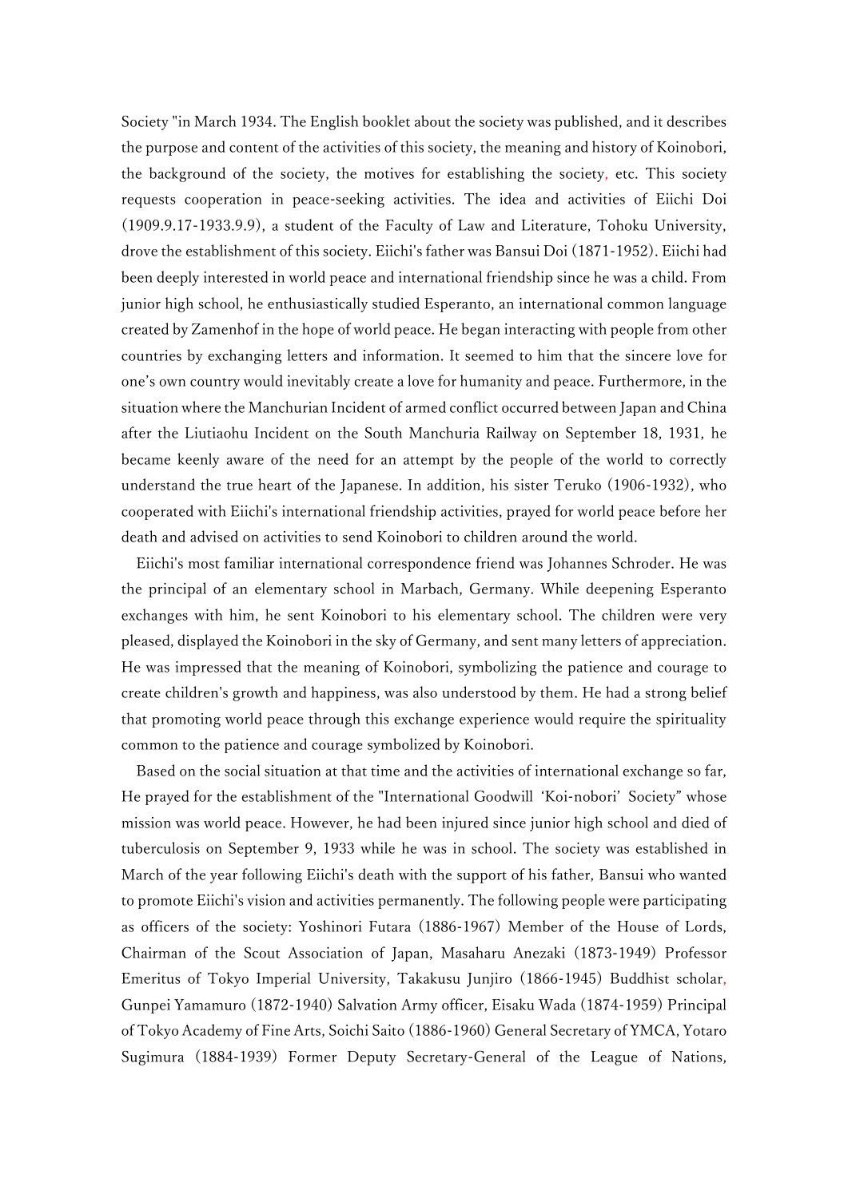Society "in March 1934. The English booklet about the society was published, and it describes the purpose and content of the activities of this society, the meaning and history of Koinobori, the background of the society, the motives for establishing the society, etc. This society requests cooperation in peace-seeking activities. The idea and activities of Eiichi Doi (1909.9.17-1933.9.9), a student of the Faculty of Law and Literature, Tohoku University, drove the establishment of this society. Eiichi's father was Bansui Doi (1871-1952). Eiichi had been deeply interested in world peace and international friendship since he was a child. From junior high school, he enthusiastically studied Esperanto, an international common language created by Zamenhof in the hope of world peace. He began interacting with people from other countries by exchanging letters and information. It seemed to him that the sincere love for one's own country would inevitably create a love for humanity and peace. Furthermore, in the situation where the Manchurian Incident of armed conflict occurred between Japan and China after the Liutiaohu Incident on the South Manchuria Railway on September 18, 1931, he became keenly aware of the need for an attempt by the people of the world to correctly understand the true heart of the Japanese. In addition, his sister Teruko (1906-1932), who cooperated with Eiichi's international friendship activities, prayed for world peace before her death and advised on activities to send Koinobori to children around the world.

Eiichi's most familiar international correspondence friend was Johannes Schroder. He was the principal of an elementary school in Marbach, Germany. While deepening Esperanto exchanges with him, he sent Koinobori to his elementary school. The children were very pleased, displayed the Koinobori in the sky of Germany, and sent many letters of appreciation. He was impressed that the meaning of Koinobori, symbolizing the patience and courage to create children's growth and happiness, was also understood by them. He had a strong belief that promoting world peace through this exchange experience would require the spirituality common to the patience and courage symbolized by Koinobori.

Based on the social situation at that time and the activities of international exchange so far, He prayed for the establishment of the "International Goodwill 'Koi-nobori' Society" whose mission was world peace. However, he had been injured since junior high school and died of tuberculosis on September 9, 1933 while he was in school. The society was established in March of the year following Eiichi's death with the support of his father, Bansui who wanted to promote Eiichi's vision and activities permanently. The following people were participating as officers of the society: Yoshinori Futara (1886-1967) Member of the House of Lords, Chairman of the Scout Association of Japan, Masaharu Anezaki (1873-1949) Professor Emeritus of Tokyo Imperial University, Takakusu Junjiro (1866-1945) Buddhist scholar, Gunpei Yamamuro (1872-1940) Salvation Army officer, Eisaku Wada (1874-1959) Principal of Tokyo Academy of Fine Arts, Soichi Saito (1886-1960) General Secretary of YMCA, Yotaro Sugimura (1884-1939) Former Deputy Secretary-General of the League of Nations,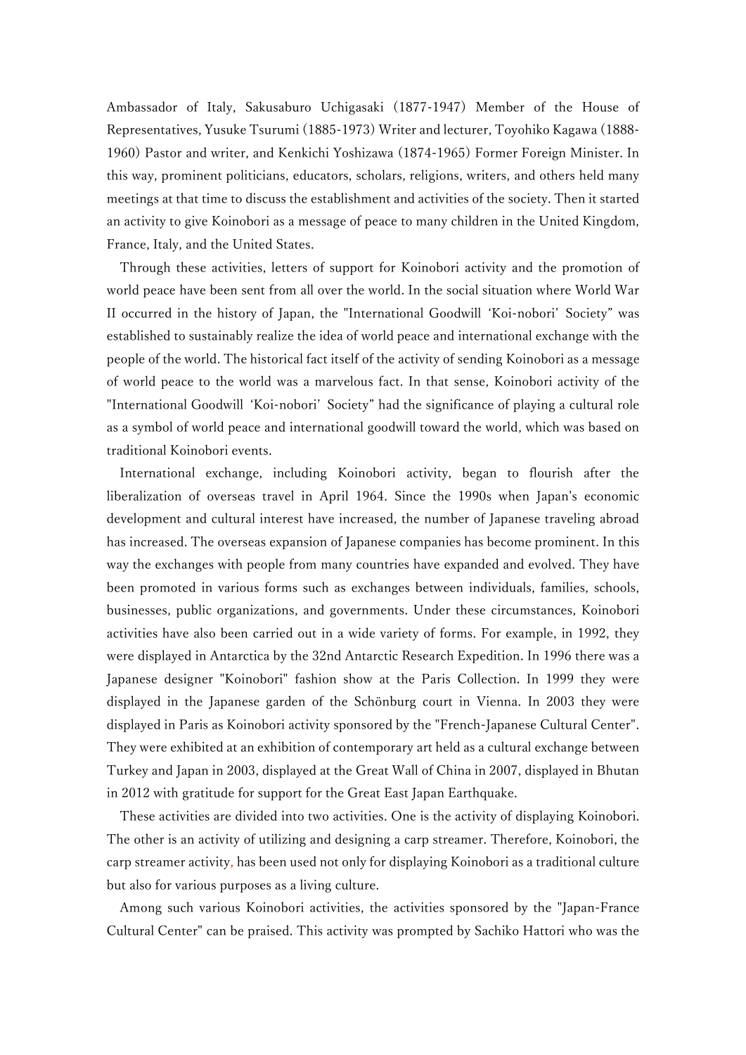Ambassador of Italy, Sakusaburo Uchigasaki (1877-1947) Member of the House of Representatives, Yusuke Tsurumi (1885-1973) Writer and lecturer, Toyohiko Kagawa (1888-1960) Pastor and writer, and Kenkichi Yoshizawa (1874-1965) Former Foreign Minister. In this way, prominent politicians, educators, scholars, religions, writers, and others held many meetings at that time to discuss the establishment and activities of the society. Then it started an activity to give Koinobori as a message of peace to many children in the United Kingdom, France, Italy, and the United States.

Through these activities, letters of support for Koinobori activity and the promotion of world peace have been sent from all over the world. In the social situation where World War II occurred in the history of Japan, the "International Goodwill 'Koi-nobori' Society" was established to sustainably realize the idea of world peace and international exchange with the people of the world. The historical fact itself of the activity of sending Koinobori as a message of world peace to the world was a marvelous fact. In that sense, Koinobori activity of the "International Goodwill 'Koi-nobori' Society" had the significance of playing a cultural role as a symbol of world peace and international goodwill toward the world, which was based on traditional Koinobori events.

International exchange, including Koinobori activity, began to flourish after the liberalization of overseas travel in April 1964. Since the 1990s when Japan's economic development and cultural interest have increased, the number of Japanese traveling abroad has increased. The overseas expansion of Japanese companies has become prominent. In this way the exchanges with people from many countries have expanded and evolved. They have been promoted in various forms such as exchanges between individuals, families, schools, businesses, public organizations, and governments. Under these circumstances, Koinobori activities have also been carried out in a wide variety of forms. For example, in 1992, they were displayed in Antarctica by the 32nd Antarctic Research Expedition. In 1996 there was a Japanese designer "Koinobori" fashion show at the Paris Collection. In 1999 they were displayed in the Japanese garden of the Schönburg court in Vienna. In 2003 they were displayed in Paris as Koinobori activity sponsored by the "French-Japanese Cultural Center". They were exhibited at an exhibition of contemporary art held as a cultural exchange between Turkey and Japan in 2003, displayed at the Great Wall of China in 2007, displayed in Bhutan in 2012 with gratitude for support for the Great East Japan Earthquake.

These activities are divided into two activities. One is the activity of displaying Koinobori. The other is an activity of utilizing and designing a carp streamer. Therefore, Koinobori, the carp streamer activity, has been used not only for displaying Koinobori as a traditional culture but also for various purposes as a living culture.

Among such various Koinobori activities, the activities sponsored by the "Japan-France Cultural Center" can be praised. This activity was prompted by Sachiko Hattori who was the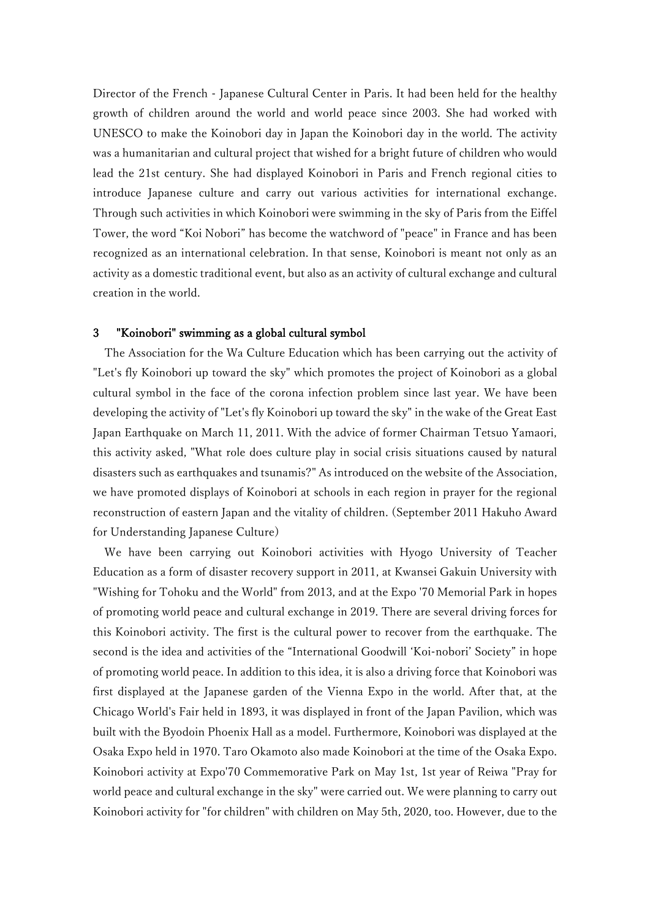Director of the French - Japanese Cultural Center in Paris. It had been held for the healthy growth of children around the world and world peace since 2003. She had worked with UNESCO to make the Koinobori day in Japan the Koinobori day in the world. The activity was a humanitarian and cultural project that wished for a bright future of children who would lead the 21st century. She had displayed Koinobori in Paris and French regional cities to introduce Japanese culture and carry out various activities for international exchange. Through such activities in which Koinobori were swimming in the sky of Paris from the Eiffel Tower, the word "Koi Nobori" has become the watchword of "peace" in France and has been recognized as an international celebration. In that sense, Koinobori is meant not only as an activity as a domestic traditional event, but also as an activity of cultural exchange and cultural creation in the world.

### 3 "Koinobori" swimming as a global cultural symbol

The Association for the Wa Culture Education which has been carrying out the activity of "Let's fly Koinobori up toward the sky" which promotes the project of Koinobori as a global cultural symbol in the face of the corona infection problem since last year. We have been developing the activity of "Let's fly Koinobori up toward the sky" in the wake of the Great East Japan Earthquake on March 11, 2011. With the advice of former Chairman Tetsuo Yamaori, this activity asked, "What role does culture play in social crisis situations caused by natural disasters such as earthquakes and tsunamis?" As introduced on the website of the Association, we have promoted displays of Koinobori at schools in each region in prayer for the regional reconstruction of eastern Japan and the vitality of children. (September 2011 Hakuho Award for Understanding Japanese Culture)

We have been carrying out Koinobori activities with Hyogo University of Teacher Education as a form of disaster recovery support in 2011, at Kwansei Gakuin University with "Wishing for Tohoku and the World" from 2013, and at the Expo '70 Memorial Park in hopes of promoting world peace and cultural exchange in 2019. There are several driving forces for this Koinobori activity. The first is the cultural power to recover from the earthquake. The second is the idea and activities of the "International Goodwill 'Koi-nobori' Society" in hope of promoting world peace. In addition to this idea, it is also a driving force that Koinobori was first displayed at the Japanese garden of the Vienna Expo in the world. After that, at the Chicago World's Fair held in 1893, it was displayed in front of the Japan Pavilion, which was built with the Byodoin Phoenix Hall as a model. Furthermore, Koinobori was displayed at the Osaka Expo held in 1970. Taro Okamoto also made Koinobori at the time of the Osaka Expo. Koinobori activity at Expo'70 Commemorative Park on May 1st, 1st year of Reiwa "Pray for world peace and cultural exchange in the sky" were carried out. We were planning to carry out Koinobori activity for "for children" with children on May 5th, 2020, too. However, due to the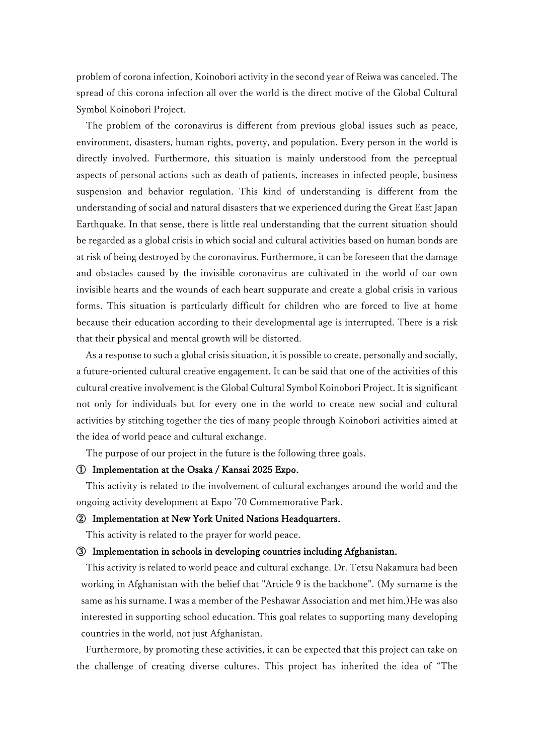problem of corona infection, Koinobori activity in the second year of Reiwa was canceled. The spread of this corona infection all over the world is the direct motive of the Global Cultural Symbol Koinobori Project.

The problem of the coronavirus is different from previous global issues such as peace, environment, disasters, human rights, poverty, and population. Every person in the world is directly involved. Furthermore, this situation is mainly understood from the perceptual aspects of personal actions such as death of patients, increases in infected people, business suspension and behavior regulation. This kind of understanding is different from the understanding of social and natural disasters that we experienced during the Great East Japan Earthquake. In that sense, there is little real understanding that the current situation should be regarded as a global crisis in which social and cultural activities based on human bonds are at risk of being destroyed by the coronavirus. Furthermore, it can be foreseen that the damage and obstacles caused by the invisible coronavirus are cultivated in the world of our own invisible hearts and the wounds of each heart suppurate and create a global crisis in various forms. This situation is particularly difficult for children who are forced to live at home because their education according to their developmental age is interrupted. There is a risk that their physical and mental growth will be distorted.

As a response to such a global crisis situation, it is possible to create, personally and socially, a future-oriented cultural creative engagement. It can be said that one of the activities of this cultural creative involvement is the Global Cultural Symbol Koinobori Project. It is significant not only for individuals but for every one in the world to create new social and cultural activities by stitching together the ties of many people through Koinobori activities aimed at the idea of world peace and cultural exchange.

The purpose of our project in the future is the following three goals.

**① Implementation at the Osaka / Kansai 2025 Expo.**

This activity is related to the involvement of cultural exchanges around the world and the ongoing activity development at Expo '70 Commemorative Park.

**② Implementation at New York United Nations Headquarters.**

This activity is related to the prayer for world peace.

**③ Implementation in schools in developing countries including Afghanistan.**

This activity is related to world peace and cultural exchange. Dr. Tetsu Nakamura had been working in Afghanistan with the belief that "Article 9 is the backbone". (My surname is the same as his surname. I was a member of the Peshawar Association and met him.)He was also interested in supporting school education. This goal relates to supporting many developing countries in the world, not just Afghanistan.

Furthermore, by promoting these activities, it can be expected that this project can take on the challenge of creating diverse cultures. This project has inherited the idea of "The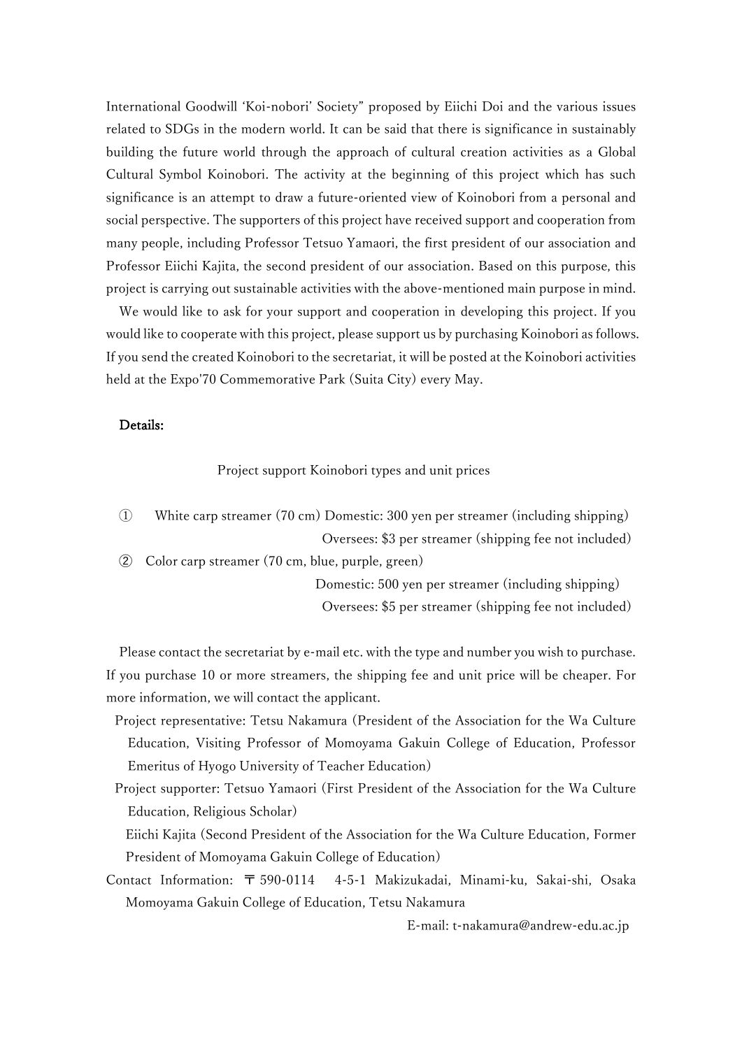International Goodwill 'Koi-nobori' Society" proposed by Eiichi Doi and the various issues related to SDGs in the modern world. It can be said that there is significance in sustainably building the future world through the approach of cultural creation activities as a Global Cultural Symbol Koinobori. The activity at the beginning of this project which has such significance is an attempt to draw a future-oriented view of Koinobori from a personal and social perspective. The supporters of this project have received support and cooperation from many people, including Professor Tetsuo Yamaori, the first president of our association and Professor Eiichi Kajita, the second president of our association. Based on this purpose, this project is carrying out sustainable activities with the above-mentioned main purpose in mind.

We would like to ask for your support and cooperation in developing this project. If you would like to cooperate with this project, please support us by purchasing Koinobori as follows. If you send the created Koinobori to the secretariat, it will be posted at the Koinobori activities held at the Expo'70 Commemorative Park (Suita City) every May.

**Details:**

Project support Koinobori types and unit prices

① White carp streamer (70 cm) Domestic: 300 yen per streamer (including shipping)
Oversees: $3 per streamer (shipping fee not included)

② Color carp streamer (70 cm, blue, purple, green)
Domestic: 500 yen per streamer (including shipping)
Oversees: $5 per streamer (shipping fee not included)

Please contact the secretariat by e-mail etc. with the type and number you wish to purchase. If you purchase 10 or more streamers, the shipping fee and unit price will be cheaper. For more information, we will contact the applicant.

Project representative: Tetsu Nakamura (President of the Association for the Wa Culture Education, Visiting Professor of Momoyama Gakuin College of Education, Professor Emeritus of Hyogo University of Teacher Education)

Project supporter: Tetsuo Yamaori (First President of the Association for the Wa Culture Education, Religious Scholar)

Eiichi Kajita (Second President of the Association for the Wa Culture Education, Former President of Momoyama Gakuin College of Education)

Contact Information: 〒590-0114 4-5-1 Makizukadai, Minami-ku, Sakai-shi, Osaka Momoyama Gakuin College of Education, Tetsu Nakamura

E-mail: t-nakamura@andrew-edu.ac.jp